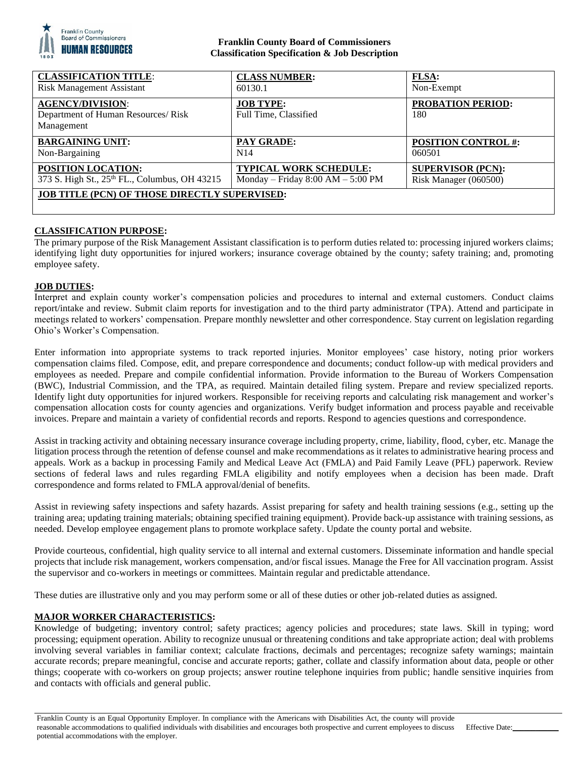**Franklin County Board of Commissioners**
**Classification Specification & Job Description**

| **CLASSIFICATION TITLE**: Risk Management Assistant | **CLASS NUMBER:** 60130.1 | **FLSA:** Non-Exempt |
|---|---|---|
| **AGENCY/DIVISION**: Department of Human Resources/ Risk Management | **JOB TYPE:** Full Time, Classified | **PROBATION PERIOD:** 180 |
| **BARGAINING UNIT:** Non-Bargaining | **PAY GRADE:** N14 | **POSITION CONTROL #:** 060501 |
| **POSITION LOCATION:** 373 S. High St., 25th FL., Columbus, OH 43215 | **TYPICAL WORK SCHEDULE:** Monday – Friday 8:00 AM – 5:00 PM | **SUPERVISOR (PCN):** Risk Manager (060500) |
| **JOB TITLE (PCN) OF THOSE DIRECTLY SUPERVISED:** | | |

## CLASSIFICATION PURPOSE:

The primary purpose of the Risk Management Assistant classification is to perform duties related to: processing injured workers claims; identifying light duty opportunities for injured workers; insurance coverage obtained by the county; safety training; and, promoting employee safety.

## JOB DUTIES:

Interpret and explain county worker's compensation policies and procedures to internal and external customers. Conduct claims report/intake and review. Submit claim reports for investigation and to the third party administrator (TPA). Attend and participate in meetings related to workers' compensation. Prepare monthly newsletter and other correspondence. Stay current on legislation regarding Ohio's Worker's Compensation.

Enter information into appropriate systems to track reported injuries. Monitor employees' case history, noting prior workers compensation claims filed. Compose, edit, and prepare correspondence and documents; conduct follow-up with medical providers and employees as needed. Prepare and compile confidential information. Provide information to the Bureau of Workers Compensation (BWC), Industrial Commission, and the TPA, as required. Maintain detailed filing system. Prepare and review specialized reports. Identify light duty opportunities for injured workers. Responsible for receiving reports and calculating risk management and worker's compensation allocation costs for county agencies and organizations. Verify budget information and process payable and receivable invoices. Prepare and maintain a variety of confidential records and reports. Respond to agencies questions and correspondence.

Assist in tracking activity and obtaining necessary insurance coverage including property, crime, liability, flood, cyber, etc. Manage the litigation process through the retention of defense counsel and make recommendations as it relates to administrative hearing process and appeals. Work as a backup in processing Family and Medical Leave Act (FMLA) and Paid Family Leave (PFL) paperwork. Review sections of federal laws and rules regarding FMLA eligibility and notify employees when a decision has been made. Draft correspondence and forms related to FMLA approval/denial of benefits.

Assist in reviewing safety inspections and safety hazards. Assist preparing for safety and health training sessions (e.g., setting up the training area; updating training materials; obtaining specified training equipment). Provide back-up assistance with training sessions, as needed. Develop employee engagement plans to promote workplace safety. Update the county portal and website.

Provide courteous, confidential, high quality service to all internal and external customers. Disseminate information and handle special projects that include risk management, workers compensation, and/or fiscal issues. Manage the Free for All vaccination program. Assist the supervisor and co-workers in meetings or committees. Maintain regular and predictable attendance.

These duties are illustrative only and you may perform some or all of these duties or other job-related duties as assigned.

## MAJOR WORKER CHARACTERISTICS:

Knowledge of budgeting; inventory control; safety practices; agency policies and procedures; state laws. Skill in typing; word processing; equipment operation. Ability to recognize unusual or threatening conditions and take appropriate action; deal with problems involving several variables in familiar context; calculate fractions, decimals and percentages; recognize safety warnings; maintain accurate records; prepare meaningful, concise and accurate reports; gather, collate and classify information about data, people or other things; cooperate with co-workers on group projects; answer routine telephone inquiries from public; handle sensitive inquiries from and contacts with officials and general public.

Franklin County is an Equal Opportunity Employer. In compliance with the Americans with Disabilities Act, the county will provide reasonable accommodations to qualified individuals with disabilities and encourages both prospective and current employees to discuss potential accommodations with the employer. Effective Date: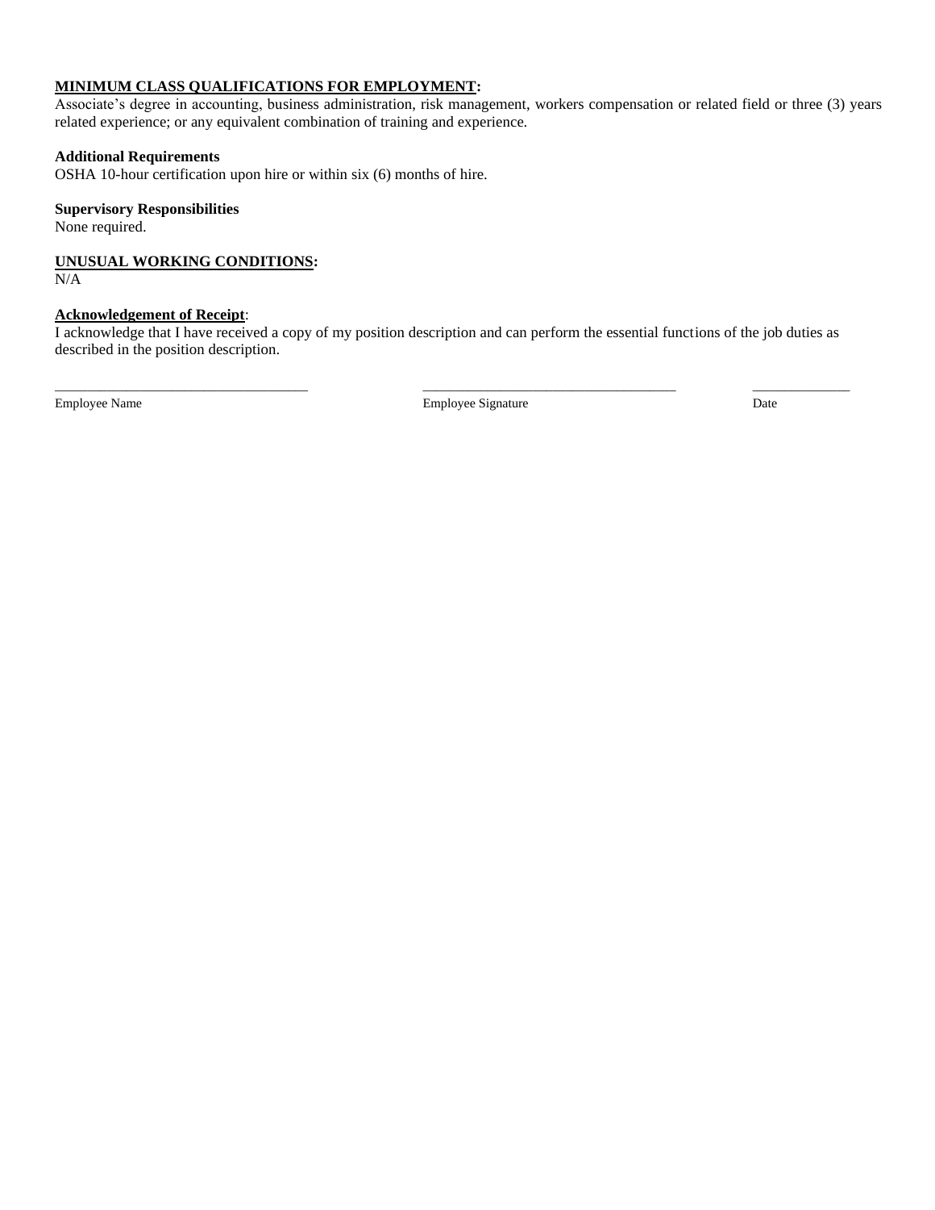**<u>MINIMUM CLASS QUALIFICATIONS FOR EMPLOYMENT</u>:**

Associate's degree in accounting, business administration, risk management, workers compensation or related field or three (3) years related experience; or any equivalent combination of training and experience.

**Additional Requirements**

OSHA 10-hour certification upon hire or within six (6) months of hire.

**Supervisory Responsibilities**

None required.

**<u>UNUSUAL WORKING CONDITIONS</u>:**

N/A

**<u>Acknowledgement of Receipt</u>**:

I acknowledge that I have received a copy of my position description and can perform the essential functions of the job duties as described in the position description.

| | | |
|---|---|---|
| ___________________________________ | ___________________________________ | ______________ |
| Employee Name | Employee Signature | Date |